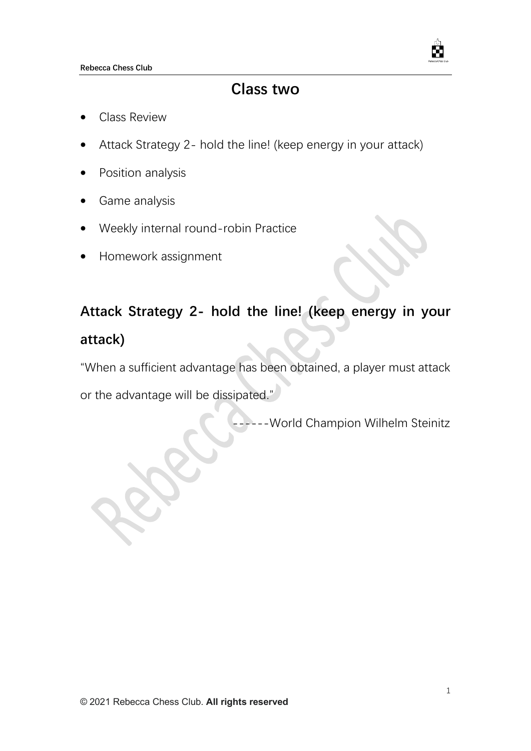# Class two

- Class Review
- Attack Strategy 2- hold the line! (keep energy in your attack)
- Position analysis
- Game analysis
- Weekly internal round-robin Practice
- Homework assignment

## Attack Strategy 2- hold the line! (keep energy in your attack)

"When a sufficient advantage has been obtained, a player must attack or the advantage will be dissipated."

------World Champion Wilhelm Steinitz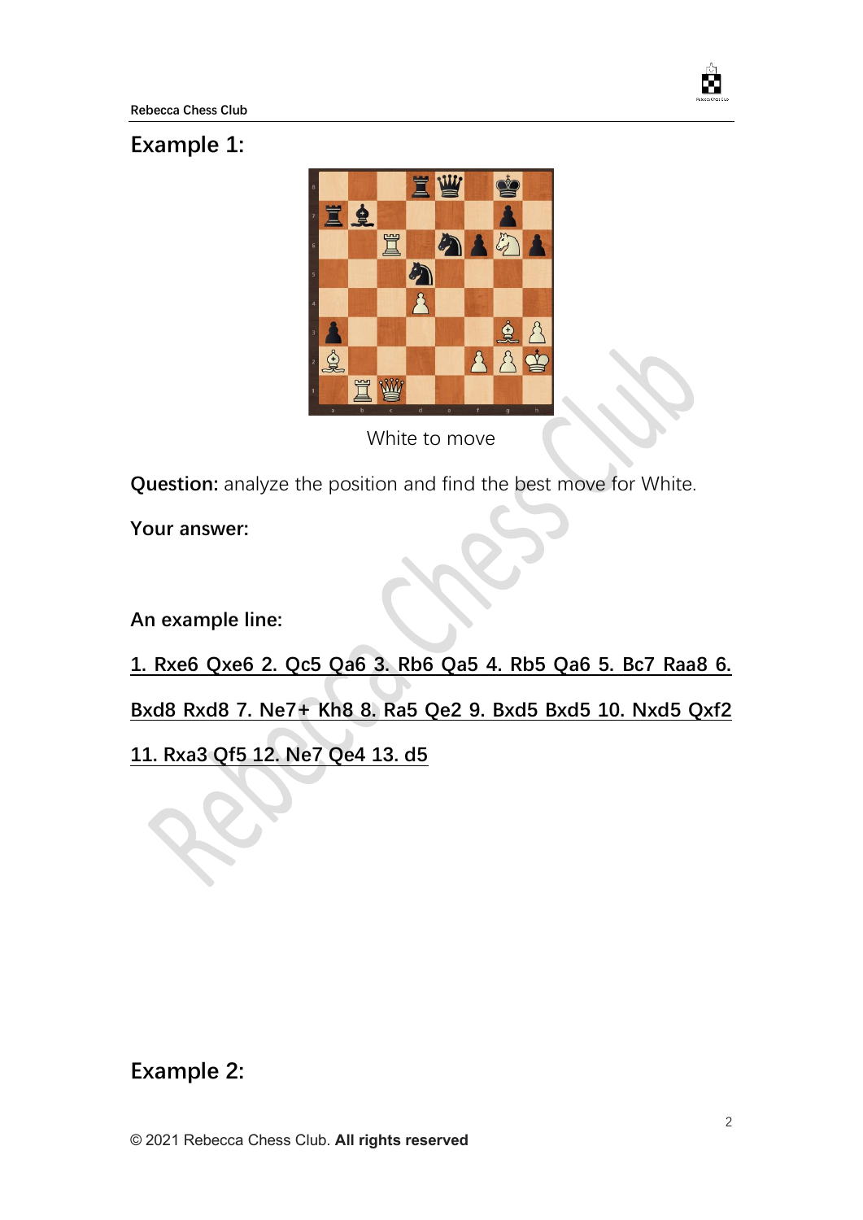## Example 1:

White to move

**Question:** analyze the position and find the best move for White.

**Your answer:**

**An example line:**

1. Rxe6 Qxe6 2. Qc5 Qa6 3. Rb6 Qa5 4. Rb5 Qa6 5. Bc7 Raa8 6. Bxd8 Rxd8 7. Ne7+ Kh8 8. Ra5 Qe2 9. Bxd5 Bxd5 10. Nxd5 Qxf2 11. Rxa3 Qf5 12. Ne7 Qe4 13. d5

## Example 2:

© 2021 Rebecca Chess Club. **All rights reserved**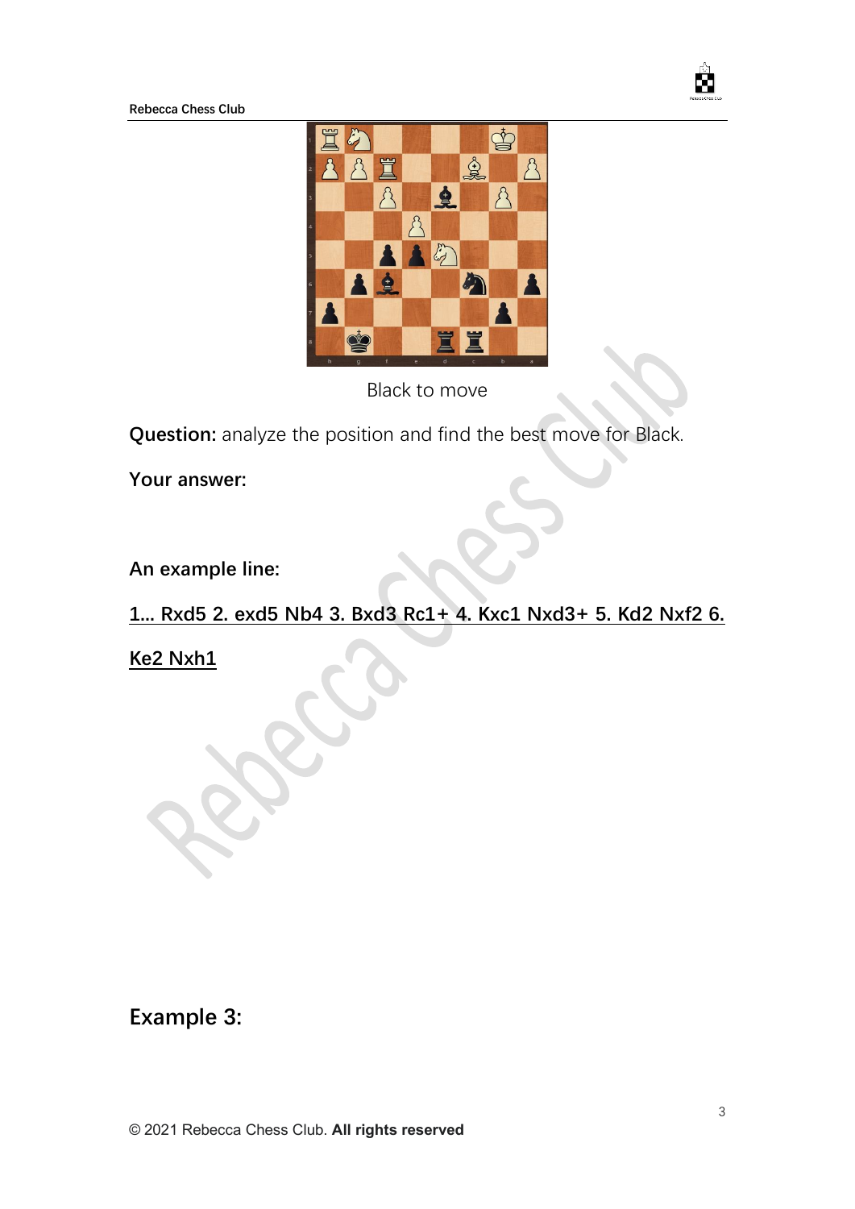Black to move

**Question:** analyze the position and find the best move for Black.

**Your answer:**

**An example line:**

1... Rxd5 2. exd5 Nb4 3. Bxd3 Rc1+ 4. Kxc1 Nxd3+ 5. Kd2 Nxf2 6. Ke2 Nxh1

## Example 3: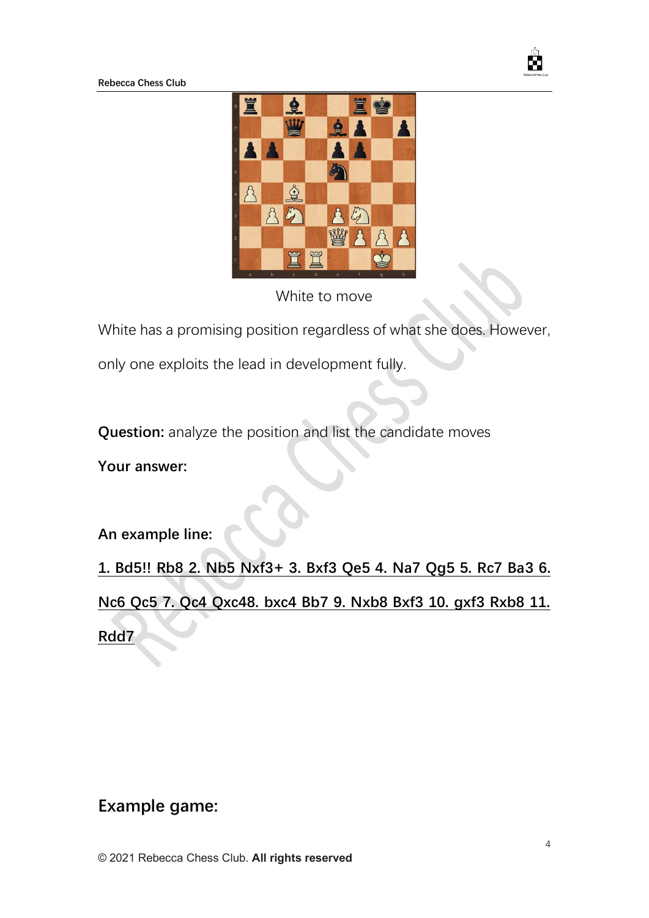White to move

White has a promising position regardless of what she does. However, only one exploits the lead in development fully.

**Question:** analyze the position and list the candidate moves

**Your answer:**

**An example line:**

1. Bd5!! Rb8 2. Nb5 Nxf3+ 3. Bxf3 Qe5 4. Na7 Qg5 5. Rc7 Ba3 6. Nc6 Qc5 7. Qc4 Qxc48. bxc4 Bb7 9. Nxb8 Bxf3 10. gxf3 Rxb8 11. Rdd7

## Example game:

© 2021 Rebecca Chess Club. **All rights reserved**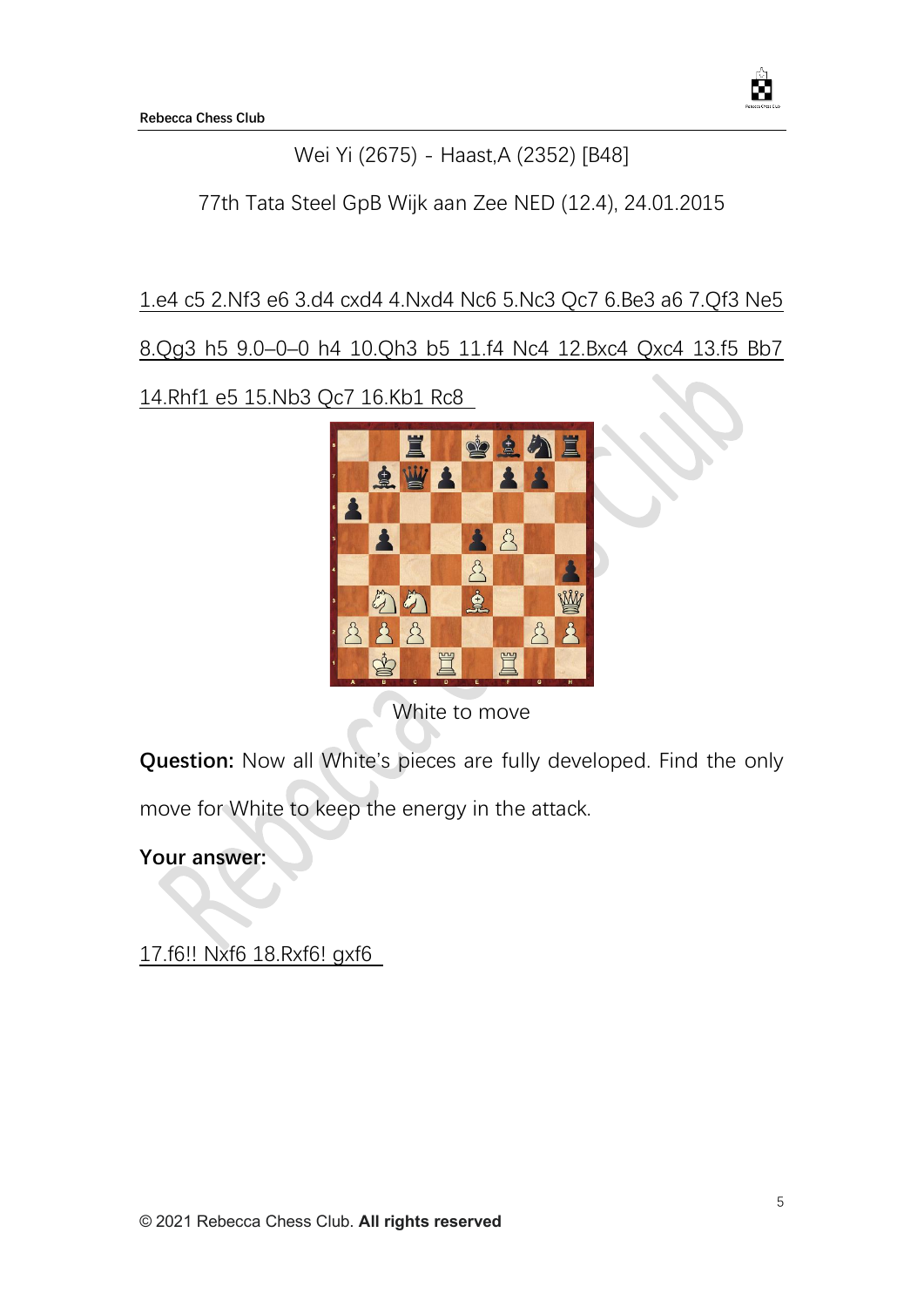Wei Yi (2675) - Haast,A (2352) [B48]

77th Tata Steel GpB Wijk aan Zee NED (12.4), 24.01.2015

1.e4 c5 2.Nf3 e6 3.d4 cxd4 4.Nxd4 Nc6 5.Nc3 Qc7 6.Be3 a6 7.Qf3 Ne5 8.Qg3 h5 9.0–0–0 h4 10.Qh3 b5 11.f4 Nc4 12.Bxc4 Qxc4 13.f5 Bb7 14.Rhf1 e5 15.Nb3 Qc7 16.Kb1 Rc8

White to move

**Question:** Now all White's pieces are fully developed. Find the only move for White to keep the energy in the attack.

**Your answer:**

17.f6!! Nxf6 18.Rxf6! gxf6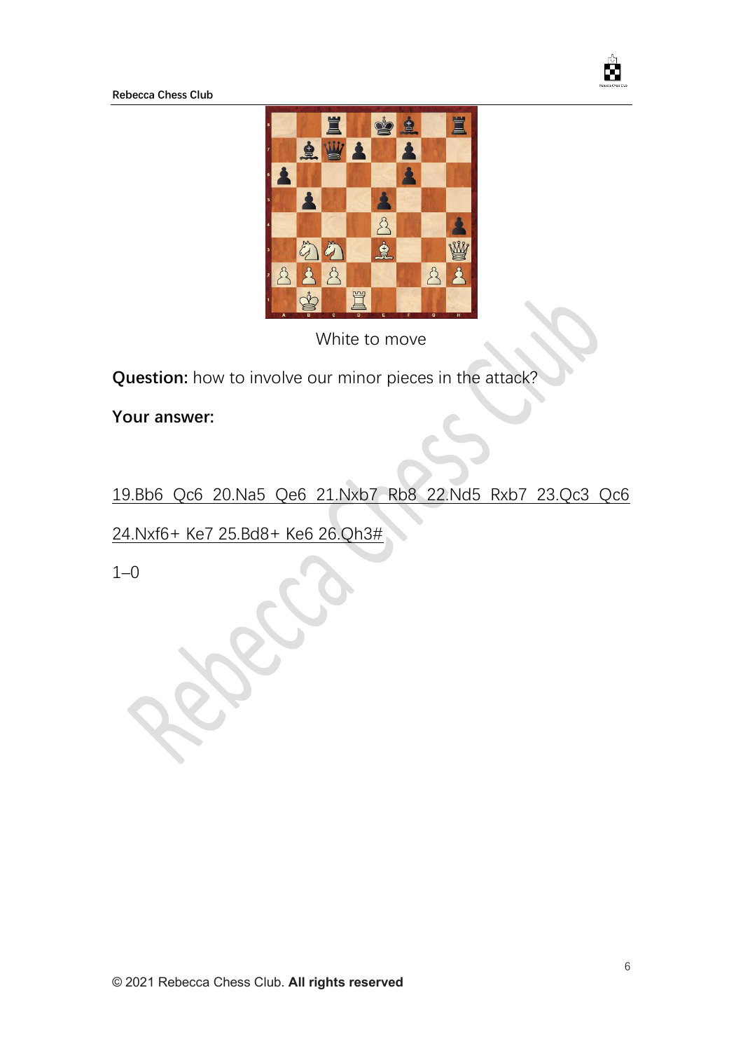White to move

**Question:** how to involve our minor pieces in the attack?

**Your answer:**

19.Bb6 Qc6 20.Na5 Qe6 21.Nxb7 Rb8 22.Nd5 Rxb7 23.Qc3 Qc6 24.Nxf6+ Ke7 25.Bd8+ Ke6 26.Qh3#

1–0

© 2021 Rebecca Chess Club. **All rights reserved**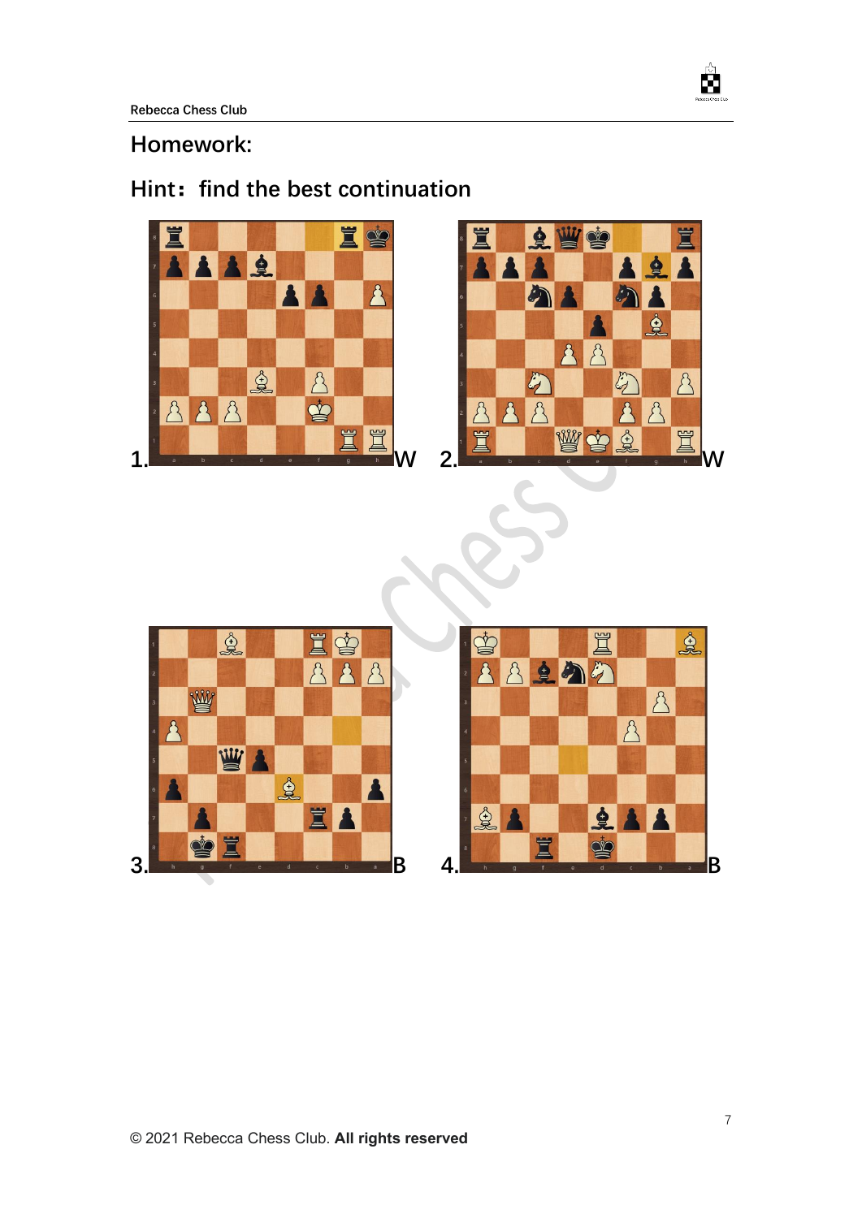## Homework:

## Hint：find the best continuation

1. W

2. W

3. B

4. B

© 2021 Rebecca Chess Club. **All rights reserved**